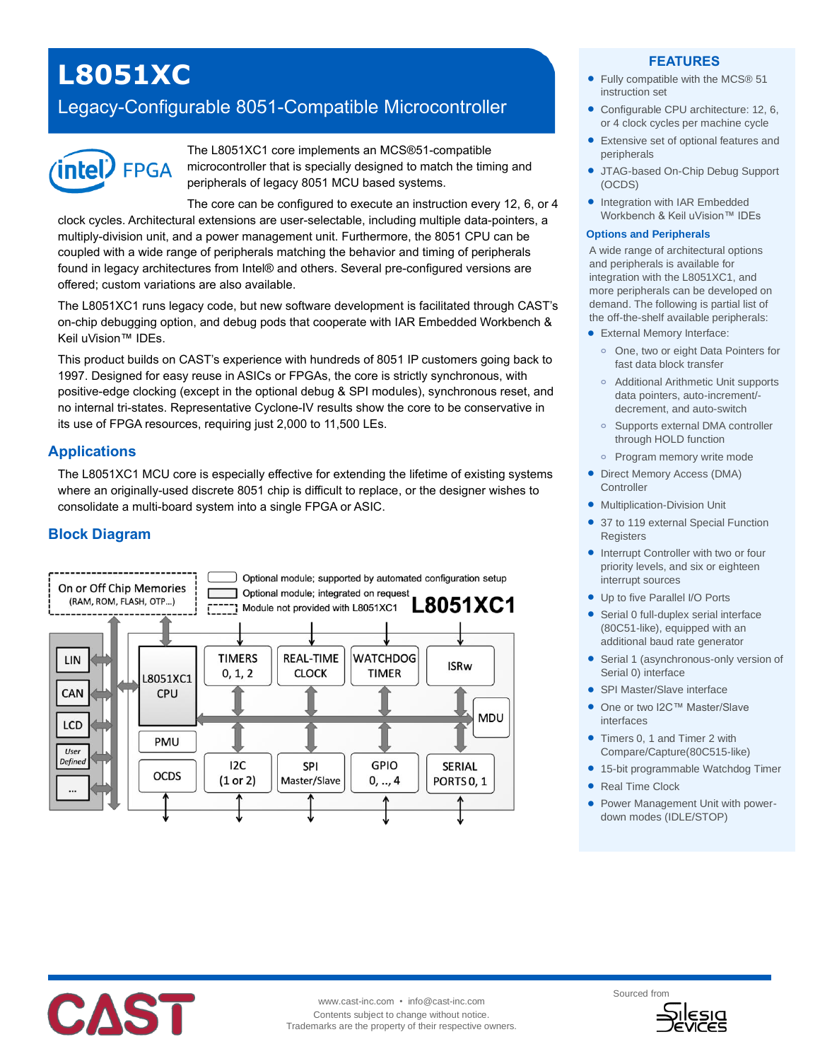# L8051XC

## Legacy-Configurable 8051-Compatible Microcontroller

The L8051XC1 core implements an MCS®51-compatible microcontroller that is specially designed to match the timing and peripherals of legacy 8051 MCU based systems.

The core can be configured to execute an instruction every 12, 6, or 4 clock cycles. Architectural extensions are user-selectable, including multiple data-pointers, a multiply-division unit, and a power management unit. Furthermore, the 8051 CPU can be coupled with a wide range of peripherals matching the behavior and timing of peripherals found in legacy architectures from Intel® and others. Several pre-configured versions are offered; custom variations are also available.

The L8051XC1 runs legacy code, but new software development is facilitated through CAST's on-chip debugging option, and debug pods that cooperate with IAR Embedded Workbench & Keil uVision™ IDEs.

This product builds on CAST's experience with hundreds of 8051 IP customers going back to 1997. Designed for easy reuse in ASICs or FPGAs, the core is strictly synchronous, with positive-edge clocking (except in the optional debug & SPI modules), synchronous reset, and no internal tri-states. Representative Cyclone-IV results show the core to be conservative in its use of FPGA resources, requiring just 2,000 to 11,500 LEs.

## Applications

The L8051XC1 MCU core is especially effective for extending the lifetime of existing systems where an originally-used discrete 8051 chip is difficult to replace, or the designer wishes to consolidate a multi-board system into a single FPGA or ASIC.

## Block Diagram

Legend:
- Optional module; supported by automated configuration setup
- Optional module; integrated on request
- Module not provided with L8051XC1

L8051XC1

On or Off Chip Memories (RAM, ROM, FLASH, OTP...)

LIN, CAN, LCD, User Defined, ...

L8051XC1 CPU, TIMERS 0, 1, 2, REAL-TIME CLOCK, WATCHDOG TIMER, ISRw, MDU, PMU, OCDS, I2C (1 or 2), SPI Master/Slave, GPIO 0, .., 4, SERIAL PORTS 0, 1

## FEATURES

- Fully compatible with the MCS® 51 instruction set
- Configurable CPU architecture: 12, 6, or 4 clock cycles per machine cycle
- Extensive set of optional features and peripherals
- JTAG-based On-Chip Debug Support (OCDS)
- Integration with IAR Embedded Workbench & Keil uVision™ IDEs

### Options and Peripherals

A wide range of architectural options and peripherals is available for integration with the L8051XC1, and more peripherals can be developed on demand. The following is partial list of the off-the-shelf available peripherals:

- External Memory Interface:
  - One, two or eight Data Pointers for fast data block transfer
  - Additional Arithmetic Unit supports data pointers, auto-increment/-decrement, and auto-switch
  - Supports external DMA controller through HOLD function
  - Program memory write mode
- Direct Memory Access (DMA) Controller
- Multiplication-Division Unit
- 37 to 119 external Special Function Registers
- Interrupt Controller with two or four priority levels, and six or eighteen interrupt sources
- Up to five Parallel I/O Ports
- Serial 0 full-duplex serial interface (80C51-like), equipped with an additional baud rate generator
- Serial 1 (asynchronous-only version of Serial 0) interface
- SPI Master/Slave interface
- One or two I2C™ Master/Slave interfaces
- Timers 0, 1 and Timer 2 with Compare/Capture(80C515-like)
- 15-bit programmable Watchdog Timer
- Real Time Clock
- Power Management Unit with power-down modes (IDLE/STOP)

www.cast-inc.com • info@cast-inc.com
Contents subject to change without notice.
Trademarks are the property of their respective owners.

Sourced from Silesia Devices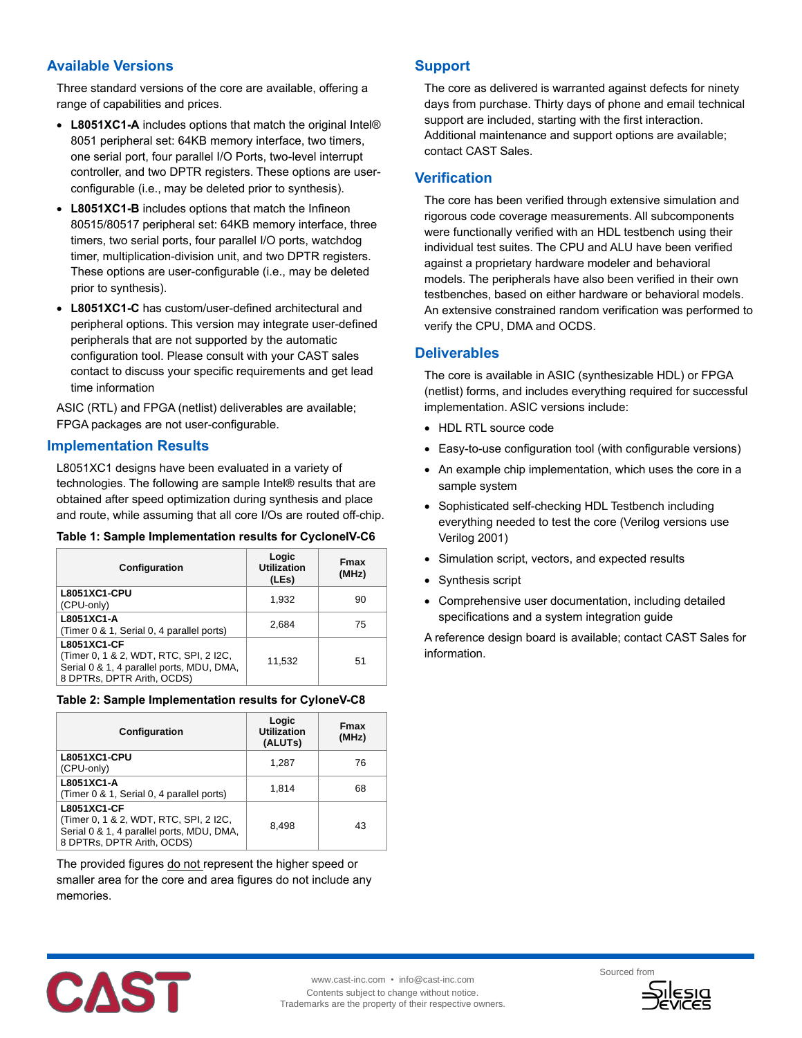## Available Versions

Three standard versions of the core are available, offering a range of capabilities and prices.

- **L8051XC1-A** includes options that match the original Intel® 8051 peripheral set: 64KB memory interface, two timers, one serial port, four parallel I/O Ports, two-level interrupt controller, and two DPTR registers. These options are user-configurable (i.e., may be deleted prior to synthesis).
- **L8051XC1-B** includes options that match the Infineon 80515/80517 peripheral set: 64KB memory interface, three timers, two serial ports, four parallel I/O ports, watchdog timer, multiplication-division unit, and two DPTR registers. These options are user-configurable (i.e., may be deleted prior to synthesis).
- **L8051XC1-C** has custom/user-defined architectural and peripheral options. This version may integrate user-defined peripherals that are not supported by the automatic configuration tool. Please consult with your CAST sales contact to discuss your specific requirements and get lead time information

ASIC (RTL) and FPGA (netlist) deliverables are available; FPGA packages are not user-configurable.

## Implementation Results

L8051XC1 designs have been evaluated in a variety of technologies. The following are sample Intel® results that are obtained after speed optimization during synthesis and place and route, while assuming that all core I/Os are routed off-chip.

**Table 1: Sample Implementation results for CycloneIV-C6**

| Configuration | Logic Utilization (LEs) | Fmax (MHz) |
|---|---|---|
| **L8051XC1-CPU** (CPU-only) | 1,932 | 90 |
| **L8051XC1-A** (Timer 0 & 1, Serial 0, 4 parallel ports) | 2,684 | 75 |
| **L8051XC1-CF** (Timer 0, 1 & 2, WDT, RTC, SPI, 2 I2C, Serial 0 & 1, 4 parallel ports, MDU, DMA, 8 DPTRs, DPTR Arith, OCDS) | 11,532 | 51 |

**Table 2: Sample Implementation results for CyloneV-C8**

| Configuration | Logic Utilization (ALUTs) | Fmax (MHz) |
|---|---|---|
| **L8051XC1-CPU** (CPU-only) | 1,287 | 76 |
| **L8051XC1-A** (Timer 0 & 1, Serial 0, 4 parallel ports) | 1,814 | 68 |
| **L8051XC1-CF** (Timer 0, 1 & 2, WDT, RTC, SPI, 2 I2C, Serial 0 & 1, 4 parallel ports, MDU, DMA, 8 DPTRs, DPTR Arith, OCDS) | 8,498 | 43 |

The provided figures do not represent the higher speed or smaller area for the core and area figures do not include any memories.

## Support

The core as delivered is warranted against defects for ninety days from purchase. Thirty days of phone and email technical support are included, starting with the first interaction. Additional maintenance and support options are available; contact CAST Sales.

## Verification

The core has been verified through extensive simulation and rigorous code coverage measurements. All subcomponents were functionally verified with an HDL testbench using their individual test suites. The CPU and ALU have been verified against a proprietary hardware modeler and behavioral models. The peripherals have also been verified in their own testbenches, based on either hardware or behavioral models. An extensive constrained random verification was performed to verify the CPU, DMA and OCDS.

## Deliverables

The core is available in ASIC (synthesizable HDL) or FPGA (netlist) forms, and includes everything required for successful implementation. ASIC versions include:

- HDL RTL source code
- Easy-to-use configuration tool (with configurable versions)
- An example chip implementation, which uses the core in a sample system
- Sophisticated self-checking HDL Testbench including everything needed to test the core (Verilog versions use Verilog 2001)
- Simulation script, vectors, and expected results
- Synthesis script
- Comprehensive user documentation, including detailed specifications and a system integration guide

A reference design board is available; contact CAST Sales for information.

www.cast-inc.com • info@cast-inc.com
Contents subject to change without notice.
Trademarks are the property of their respective owners.

Sourced from Silesia Devices